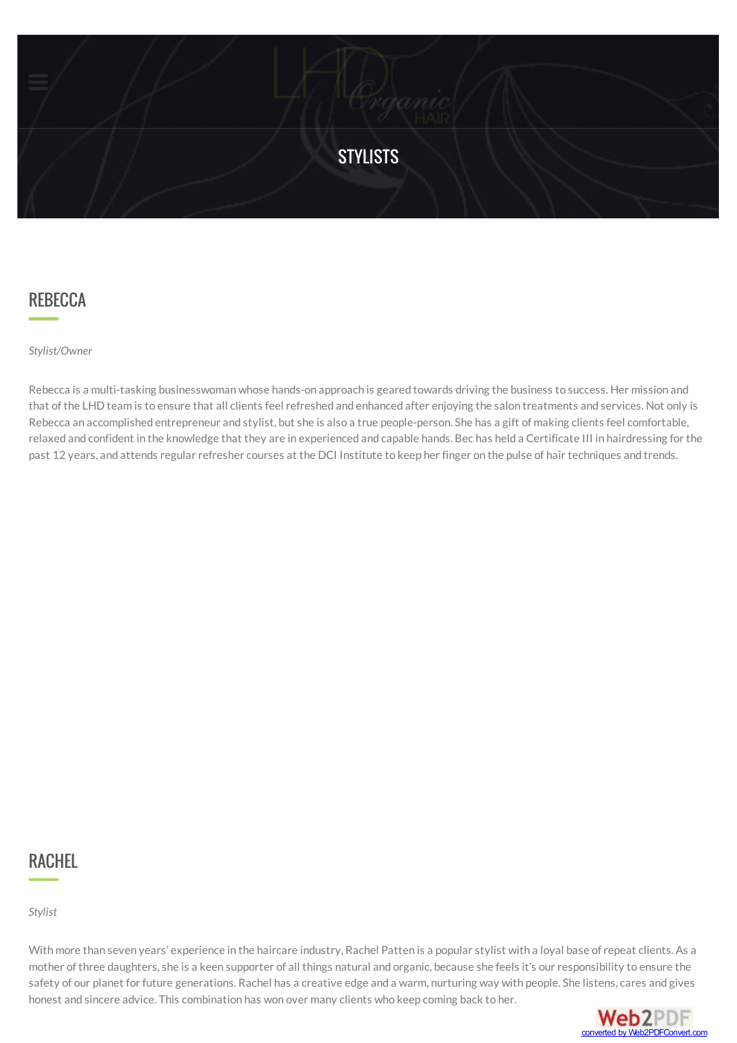# STYLISTS

## REBECCA

*Stylist/Owner*

Rebecca is a multi-tasking businesswoman whose hands-on approach is geared towards driving the business to success. Her mission and that of the LHD team is to ensure that all clients feel refreshed and enhanced after enjoying the salon treatments and services. Not only is Rebecca an accomplished entrepreneur and stylist, but she is also a true people-person. She has a gift of making clients feel comfortable, relaxed and confident in the knowledge that they are in experienced and capable hands. Bec has held a Certificate III in hairdressing for the past 12 years, and attends regular refresher courses at the DCI Institute to keep her finger on the pulse of hair techniques and trends.

## RACHEL

*Stylist*

With more than seven years' experience in the haircare industry, Rachel Patten is a popular stylist with a loyal base of repeat clients. As a mother of three daughters, she is a keen supporter of all things natural and organic, because she feels it's our responsibility to ensure the safety of our planet for future generations. Rachel has a creative edge and a warm, nurturing way with people. She listens, cares and gives honest and sincere advice. This combination has won over many clients who keep coming back to her.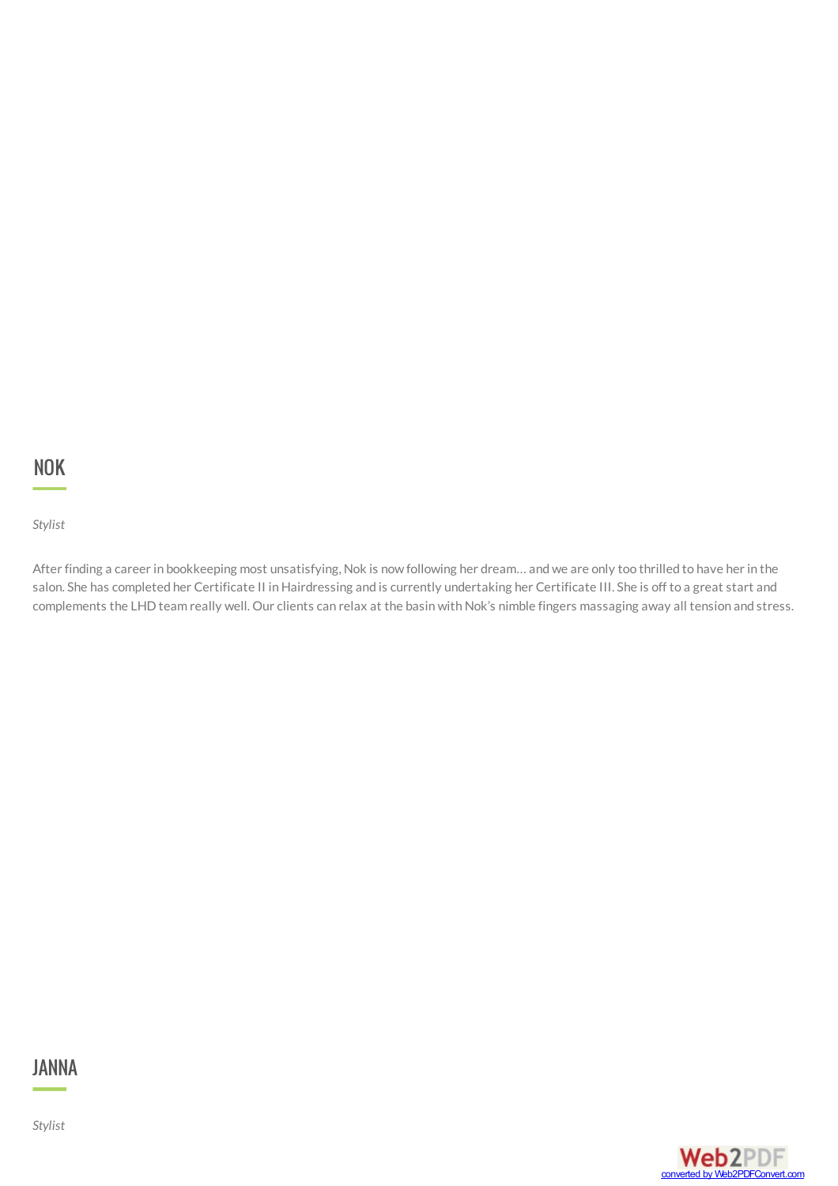## NOK

*Stylist*

After finding a career in bookkeeping most unsatisfying, Nok is now following her dream… and we are only too thrilled to have her in the salon. She has completed her Certificate II in Hairdressing and is currently undertaking her Certificate III. She is off to a great start and complements the LHD team really well. Our clients can relax at the basin with Nok's nimble fingers massaging away all tension and stress.

## JANNA

*Stylist*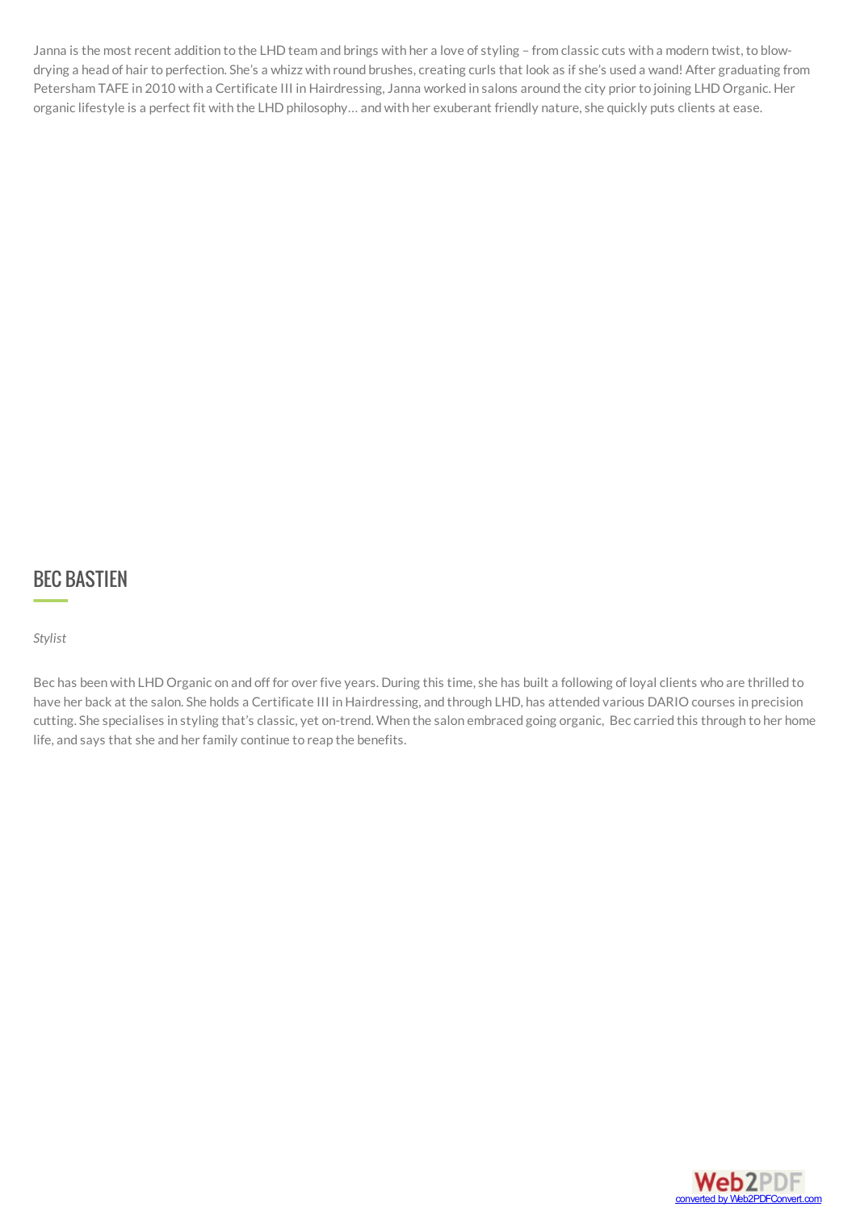Janna is the most recent addition to the LHD team and brings with her a love of styling – from classic cuts with a modern twist, to blow-drying a head of hair to perfection. She's a whizz with round brushes, creating curls that look as if she's used a wand! After graduating from Petersham TAFE in 2010 with a Certificate III in Hairdressing, Janna worked in salons around the city prior to joining LHD Organic. Her organic lifestyle is a perfect fit with the LHD philosophy… and with her exuberant friendly nature, she quickly puts clients at ease.

## BEC BASTIEN

*Stylist*

Bec has been with LHD Organic on and off for over five years. During this time, she has built a following of loyal clients who are thrilled to have her back at the salon. She holds a Certificate III in Hairdressing, and through LHD, has attended various DARIO courses in precision cutting. She specialises in styling that's classic, yet on-trend. When the salon embraced going organic, Bec carried this through to her home life, and says that she and her family continue to reap the benefits.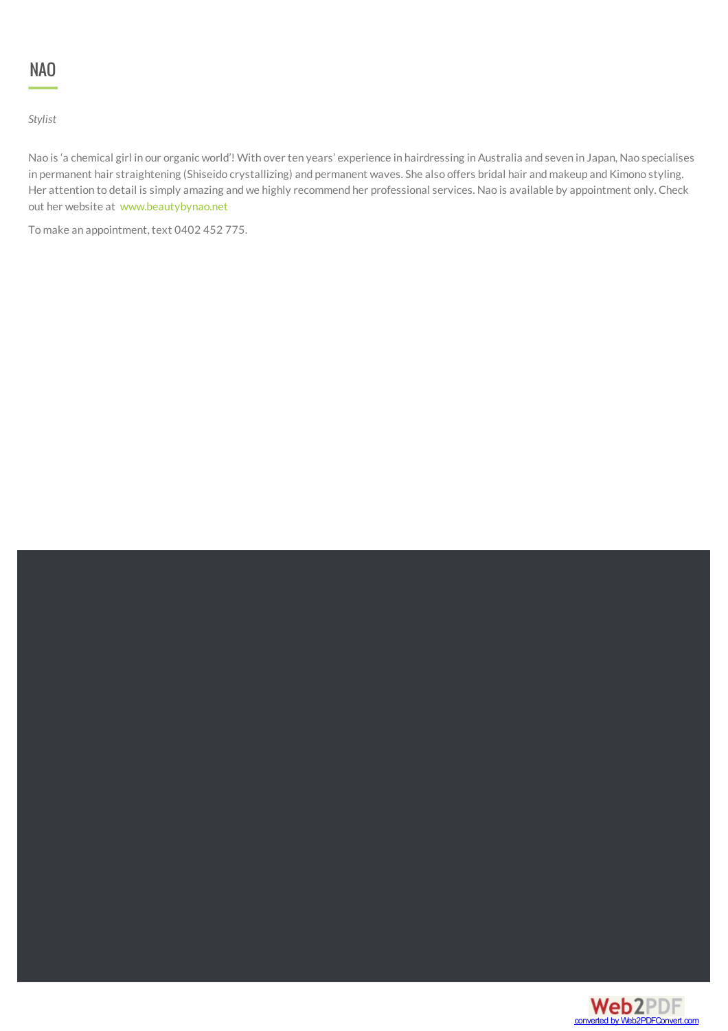# NAO

*Stylist*

Nao is 'a chemical girl in our organic world'! With over ten years' experience in hairdressing in Australia and seven in Japan, Nao specialises in permanent hair straightening (Shiseido crystallizing) and permanent waves. She also offers bridal hair and makeup and Kimono styling. Her attention to detail is simply amazing and we highly recommend her professional services. Nao is available by appointment only. Check out her website at www.beautybynao.net

To make an appointment, text 0402 452 775.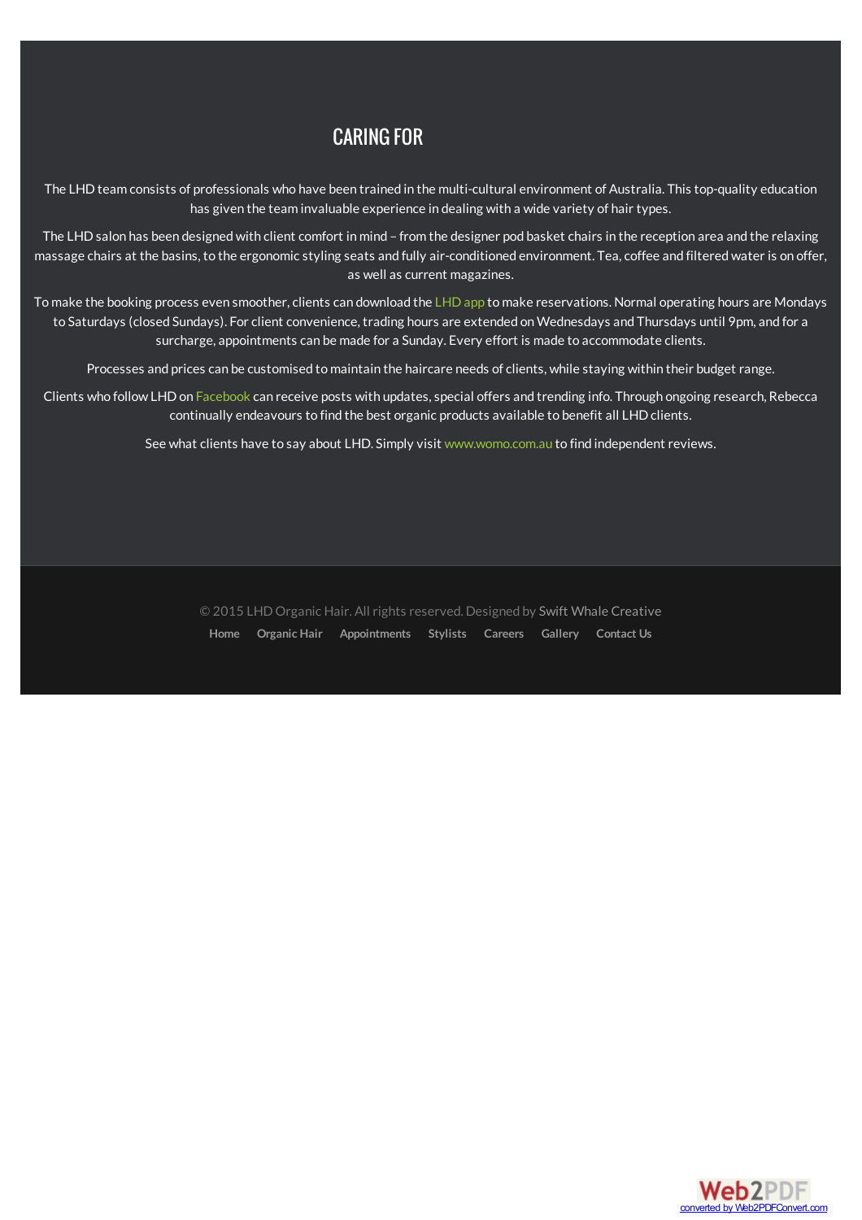## CARING FOR

The LHD team consists of professionals who have been trained in the multi-cultural environment of Australia. This top-quality education has given the team invaluable experience in dealing with a wide variety of hair types.

The LHD salon has been designed with client comfort in mind – from the designer pod basket chairs in the reception area and the relaxing massage chairs at the basins, to the ergonomic styling seats and fully air-conditioned environment. Tea, coffee and filtered water is on offer, as well as current magazines.

To make the booking process even smoother, clients can download the LHD app to make reservations. Normal operating hours are Mondays to Saturdays (closed Sundays). For client convenience, trading hours are extended on Wednesdays and Thursdays until 9pm, and for a surcharge, appointments can be made for a Sunday. Every effort is made to accommodate clients.

Processes and prices can be customised to maintain the haircare needs of clients, while staying within their budget range.

Clients who follow LHD on Facebook can receive posts with updates, special offers and trending info. Through ongoing research, Rebecca continually endeavours to find the best organic products available to benefit all LHD clients.

See what clients have to say about LHD. Simply visit www.womo.com.au to find independent reviews.

© 2015 LHD Organic Hair. All rights reserved. Designed by Swift Whale Creative

Home   Organic Hair   Appointments   Stylists   Careers   Gallery   Contact Us